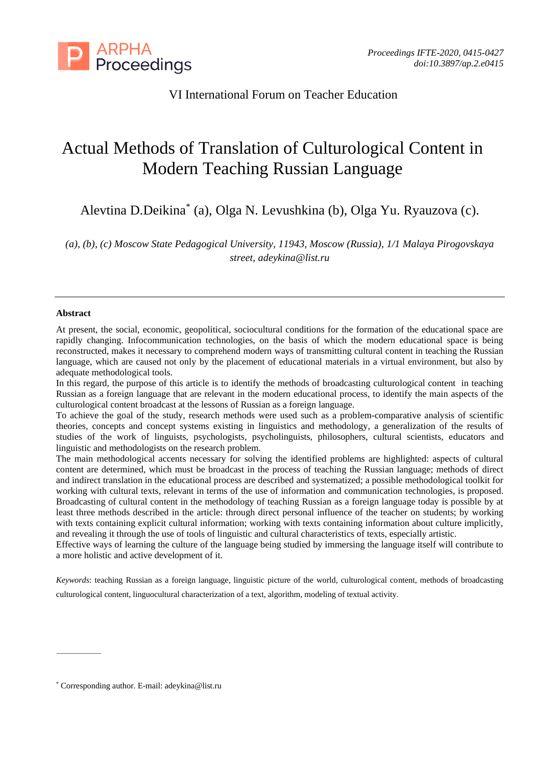VI International Forum on Teacher Education

# Actual Methods of Translation of Culturological Content in Modern Teaching Russian Language

Alevtina D.Deikina* (a), Olga N. Levushkina (b), Olga Yu. Ryauzova (c).

*(a), (b), (c) Moscow State Pedagogical University, 11943, Moscow (Russia), 1/1 Malaya Pirogovskaya street, adeykina@list.ru*

---

**Abstract**

At present, the social, economic, geopolitical, sociocultural conditions for the formation of the educational space are rapidly changing. Infocommunication technologies, on the basis of which the modern educational space is being reconstructed, makes it necessary to comprehend modern ways of transmitting cultural content in teaching the Russian language, which are caused not only by the placement of educational materials in a virtual environment, but also by adequate methodological tools.

In this regard, the purpose of this article is to identify the methods of broadcasting culturological content in teaching Russian as a foreign language that are relevant in the modern educational process, to identify the main aspects of the culturological content broadcast at the lessons of Russian as a foreign language.

To achieve the goal of the study, research methods were used such as a problem-comparative analysis of scientific theories, concepts and concept systems existing in linguistics and methodology, a generalization of the results of studies of the work of linguists, psychologists, psycholinguists, philosophers, cultural scientists, educators and linguistic and methodologists on the research problem.

The main methodological accents necessary for solving the identified problems are highlighted: aspects of cultural content are determined, which must be broadcast in the process of teaching the Russian language; methods of direct and indirect translation in the educational process are described and systematized; a possible methodological toolkit for working with cultural texts, relevant in terms of the use of information and communication technologies, is proposed. Broadcasting of cultural content in the methodology of teaching Russian as a foreign language today is possible by at least three methods described in the article: through direct personal influence of the teacher on students; by working with texts containing explicit cultural information; working with texts containing information about culture implicitly, and revealing it through the use of tools of linguistic and cultural characteristics of texts, especially artistic.

Effective ways of learning the culture of the language being studied by immersing the language itself will contribute to a more holistic and active development of it.

*Keywords*: teaching Russian as a foreign language, linguistic picture of the world, culturological content, methods of broadcasting culturological content, linguocultural characterization of a text, algorithm, modeling of textual activity.

---

* Corresponding author. E-mail: adeykina@list.ru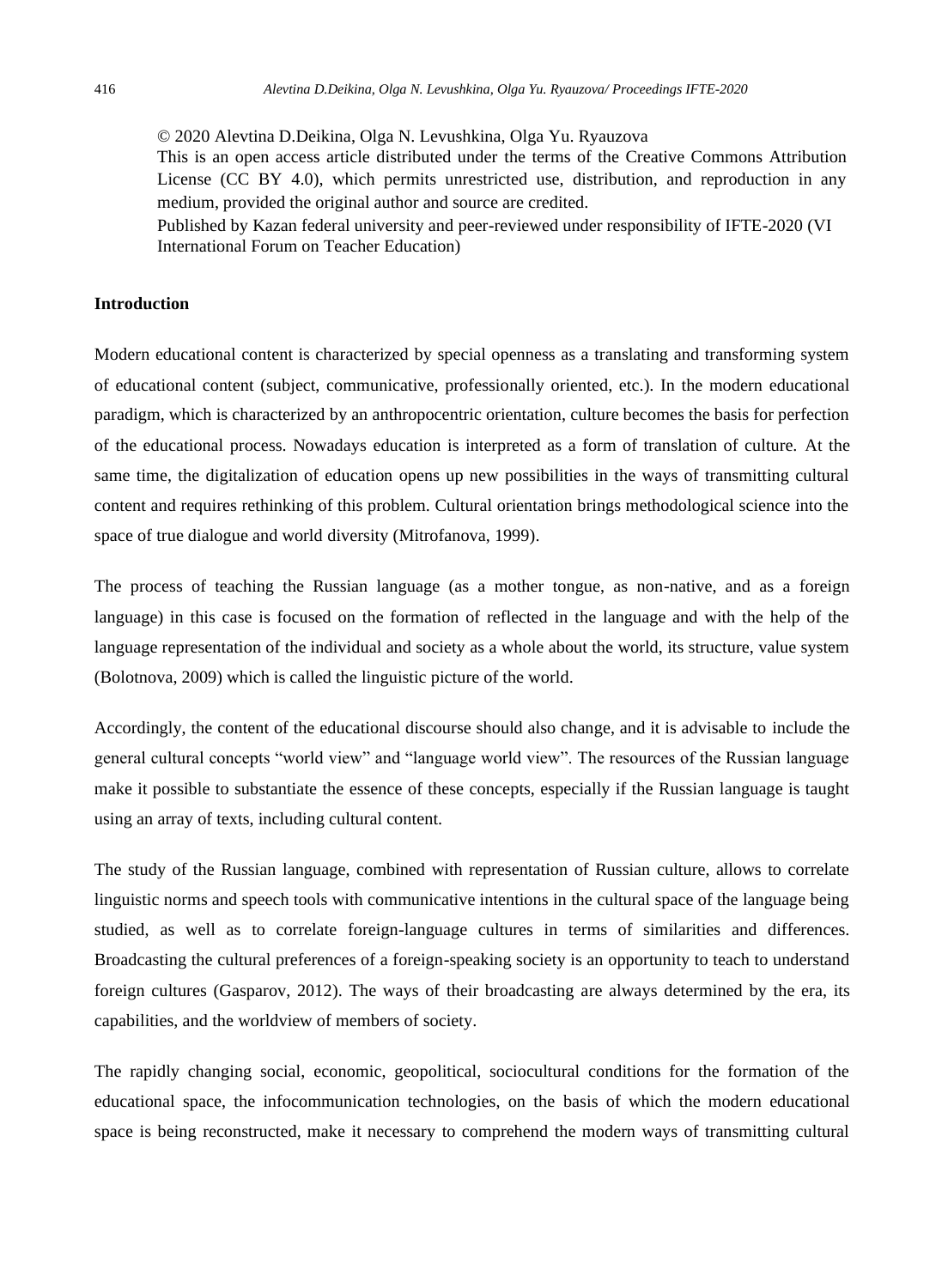© 2020 Alevtina D.Deikina, Olga N. Levushkina, Olga Yu. Ryauzova
This is an open access article distributed under the terms of the Creative Commons Attribution License (CC BY 4.0), which permits unrestricted use, distribution, and reproduction in any medium, provided the original author and source are credited.
Published by Kazan federal university and peer-reviewed under responsibility of IFTE-2020 (VI International Forum on Teacher Education)

## Introduction

Modern educational content is characterized by special openness as a translating and transforming system of educational content (subject, communicative, professionally oriented, etc.). In the modern educational paradigm, which is characterized by an anthropocentric orientation, culture becomes the basis for perfection of the educational process. Nowadays education is interpreted as a form of translation of culture. At the same time, the digitalization of education opens up new possibilities in the ways of transmitting cultural content and requires rethinking of this problem. Cultural orientation brings methodological science into the space of true dialogue and world diversity (Mitrofanova, 1999).

The process of teaching the Russian language (as a mother tongue, as non-native, and as a foreign language) in this case is focused on the formation of reflected in the language and with the help of the language representation of the individual and society as a whole about the world, its structure, value system (Bolotnova, 2009) which is called the linguistic picture of the world.

Accordingly, the content of the educational discourse should also change, and it is advisable to include the general cultural concepts "world view" and "language world view". The resources of the Russian language make it possible to substantiate the essence of these concepts, especially if the Russian language is taught using an array of texts, including cultural content.

The study of the Russian language, combined with representation of Russian culture, allows to correlate linguistic norms and speech tools with communicative intentions in the cultural space of the language being studied, as well as to correlate foreign-language cultures in terms of similarities and differences. Broadcasting the cultural preferences of a foreign-speaking society is an opportunity to teach to understand foreign cultures (Gasparov, 2012). The ways of their broadcasting are always determined by the era, its capabilities, and the worldview of members of society.

The rapidly changing social, economic, geopolitical, sociocultural conditions for the formation of the educational space, the infocommunication technologies, on the basis of which the modern educational space is being reconstructed, make it necessary to comprehend the modern ways of transmitting cultural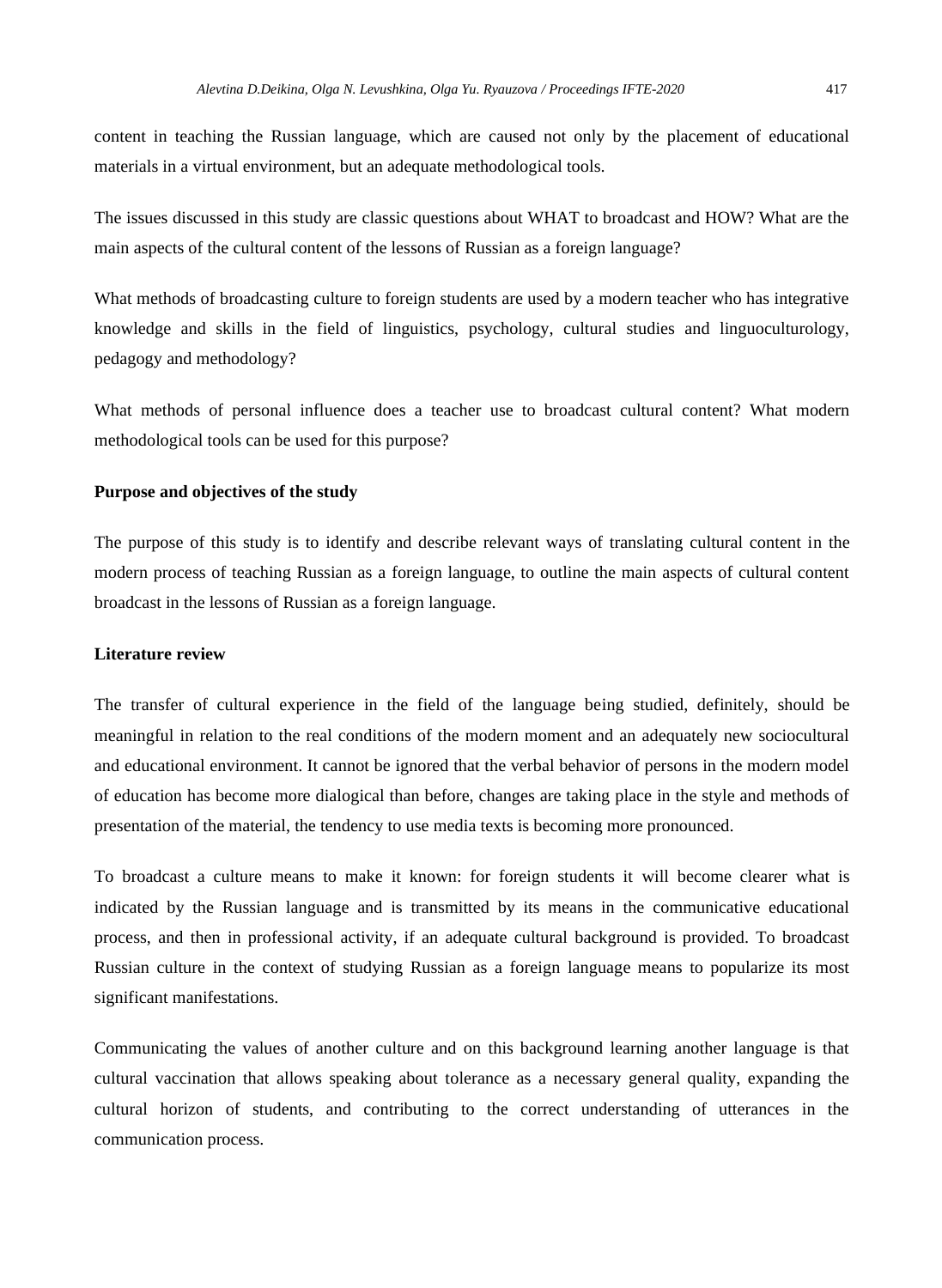content in teaching the Russian language, which are caused not only by the placement of educational materials in a virtual environment, but an adequate methodological tools.

The issues discussed in this study are classic questions about WHAT to broadcast and HOW? What are the main aspects of the cultural content of the lessons of Russian as a foreign language?

What methods of broadcasting culture to foreign students are used by a modern teacher who has integrative knowledge and skills in the field of linguistics, psychology, cultural studies and linguoculturology, pedagogy and methodology?

What methods of personal influence does a teacher use to broadcast cultural content? What modern methodological tools can be used for this purpose?

**Purpose and objectives of the study**

The purpose of this study is to identify and describe relevant ways of translating cultural content in the modern process of teaching Russian as a foreign language, to outline the main aspects of cultural content broadcast in the lessons of Russian as a foreign language.

**Literature review**

The transfer of cultural experience in the field of the language being studied, definitely, should be meaningful in relation to the real conditions of the modern moment and an adequately new sociocultural and educational environment. It cannot be ignored that the verbal behavior of persons in the modern model of education has become more dialogical than before, changes are taking place in the style and methods of presentation of the material, the tendency to use media texts is becoming more pronounced.

To broadcast a culture means to make it known: for foreign students it will become clearer what is indicated by the Russian language and is transmitted by its means in the communicative educational process, and then in professional activity, if an adequate cultural background is provided. To broadcast Russian culture in the context of studying Russian as a foreign language means to popularize its most significant manifestations.

Communicating the values of another culture and on this background learning another language is that cultural vaccination that allows speaking about tolerance as a necessary general quality, expanding the cultural horizon of students, and contributing to the correct understanding of utterances in the communication process.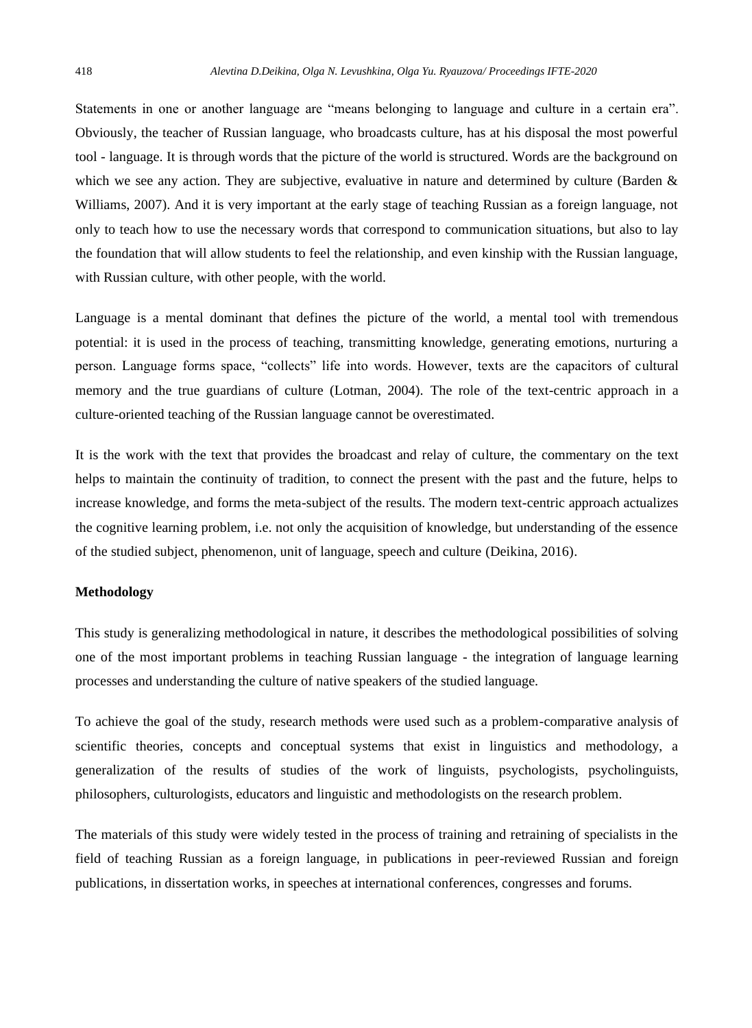Statements in one or another language are "means belonging to language and culture in a certain era". Obviously, the teacher of Russian language, who broadcasts culture, has at his disposal the most powerful tool - language. It is through words that the picture of the world is structured. Words are the background on which we see any action. They are subjective, evaluative in nature and determined by culture (Barden & Williams, 2007). And it is very important at the early stage of teaching Russian as a foreign language, not only to teach how to use the necessary words that correspond to communication situations, but also to lay the foundation that will allow students to feel the relationship, and even kinship with the Russian language, with Russian culture, with other people, with the world.

Language is a mental dominant that defines the picture of the world, a mental tool with tremendous potential: it is used in the process of teaching, transmitting knowledge, generating emotions, nurturing a person. Language forms space, "collects" life into words. However, texts are the capacitors of cultural memory and the true guardians of culture (Lotman, 2004). The role of the text-centric approach in a culture-oriented teaching of the Russian language cannot be overestimated.

It is the work with the text that provides the broadcast and relay of culture, the commentary on the text helps to maintain the continuity of tradition, to connect the present with the past and the future, helps to increase knowledge, and forms the meta-subject of the results. The modern text-centric approach actualizes the cognitive learning problem, i.e. not only the acquisition of knowledge, but understanding of the essence of the studied subject, phenomenon, unit of language, speech and culture (Deikina, 2016).

## Methodology

This study is generalizing methodological in nature, it describes the methodological possibilities of solving one of the most important problems in teaching Russian language - the integration of language learning processes and understanding the culture of native speakers of the studied language.

To achieve the goal of the study, research methods were used such as a problem-comparative analysis of scientific theories, concepts and conceptual systems that exist in linguistics and methodology, a generalization of the results of studies of the work of linguists, psychologists, psycholinguists, philosophers, culturologists, educators and linguistic and methodologists on the research problem.

The materials of this study were widely tested in the process of training and retraining of specialists in the field of teaching Russian as a foreign language, in publications in peer-reviewed Russian and foreign publications, in dissertation works, in speeches at international conferences, congresses and forums.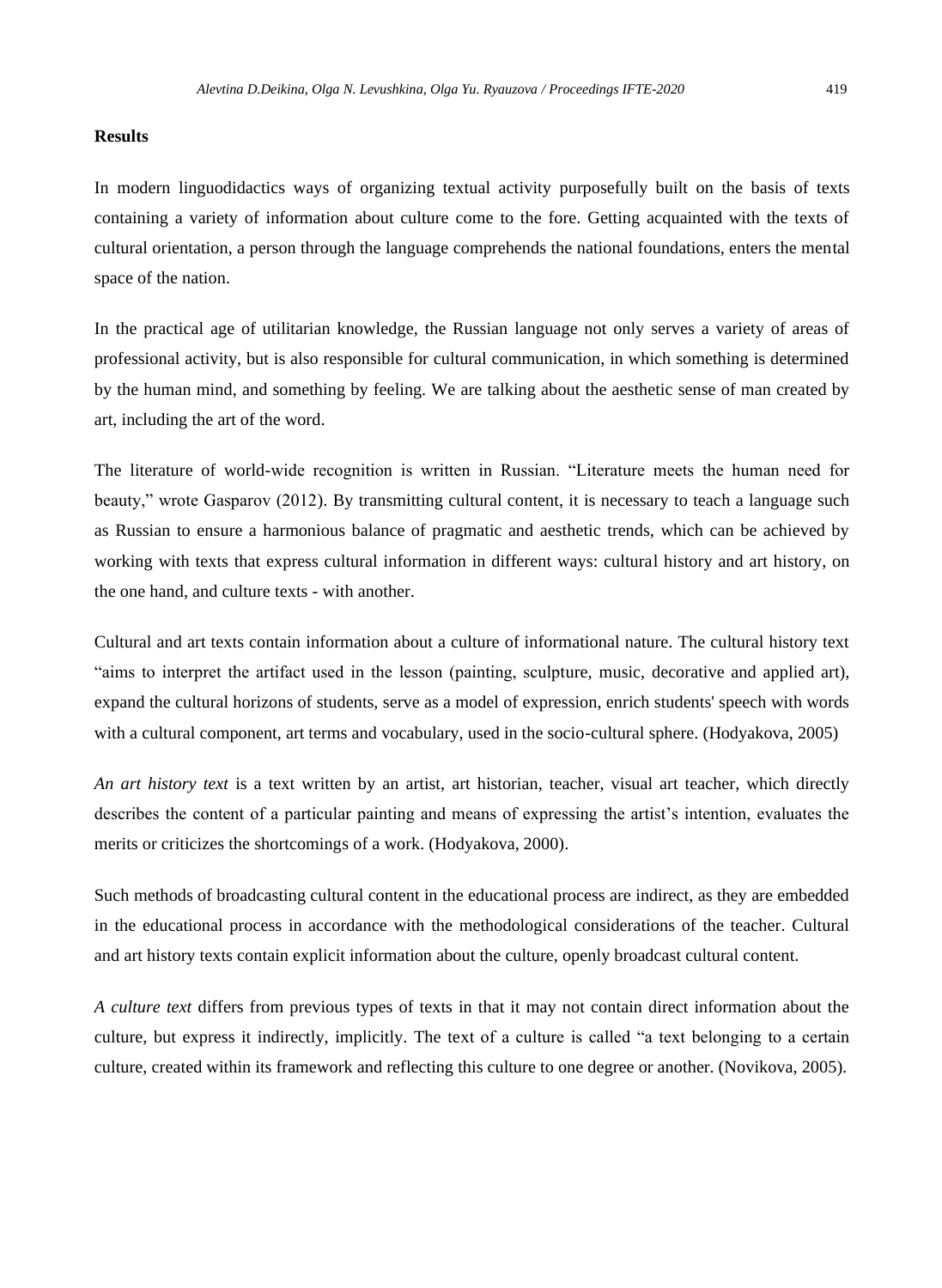## Results

In modern linguodidactics ways of organizing textual activity purposefully built on the basis of texts containing a variety of information about culture come to the fore. Getting acquainted with the texts of cultural orientation, a person through the language comprehends the national foundations, enters the mental space of the nation.

In the practical age of utilitarian knowledge, the Russian language not only serves a variety of areas of professional activity, but is also responsible for cultural communication, in which something is determined by the human mind, and something by feeling. We are talking about the aesthetic sense of man created by art, including the art of the word.

The literature of world-wide recognition is written in Russian. "Literature meets the human need for beauty," wrote Gasparov (2012). By transmitting cultural content, it is necessary to teach a language such as Russian to ensure a harmonious balance of pragmatic and aesthetic trends, which can be achieved by working with texts that express cultural information in different ways: cultural history and art history, on the one hand, and culture texts - with another.

Cultural and art texts contain information about a culture of informational nature. The cultural history text "aims to interpret the artifact used in the lesson (painting, sculpture, music, decorative and applied art), expand the cultural horizons of students, serve as a model of expression, enrich students' speech with words with a cultural component, art terms and vocabulary, used in the socio-cultural sphere. (Hodyakova, 2005)

*An art history text* is a text written by an artist, art historian, teacher, visual art teacher, which directly describes the content of a particular painting and means of expressing the artist's intention, evaluates the merits or criticizes the shortcomings of a work. (Hodyakova, 2000).

Such methods of broadcasting cultural content in the educational process are indirect, as they are embedded in the educational process in accordance with the methodological considerations of the teacher. Cultural and art history texts contain explicit information about the culture, openly broadcast cultural content.

*A culture text* differs from previous types of texts in that it may not contain direct information about the culture, but express it indirectly, implicitly. The text of a culture is called "a text belonging to a certain culture, created within its framework and reflecting this culture to one degree or another. (Novikova, 2005).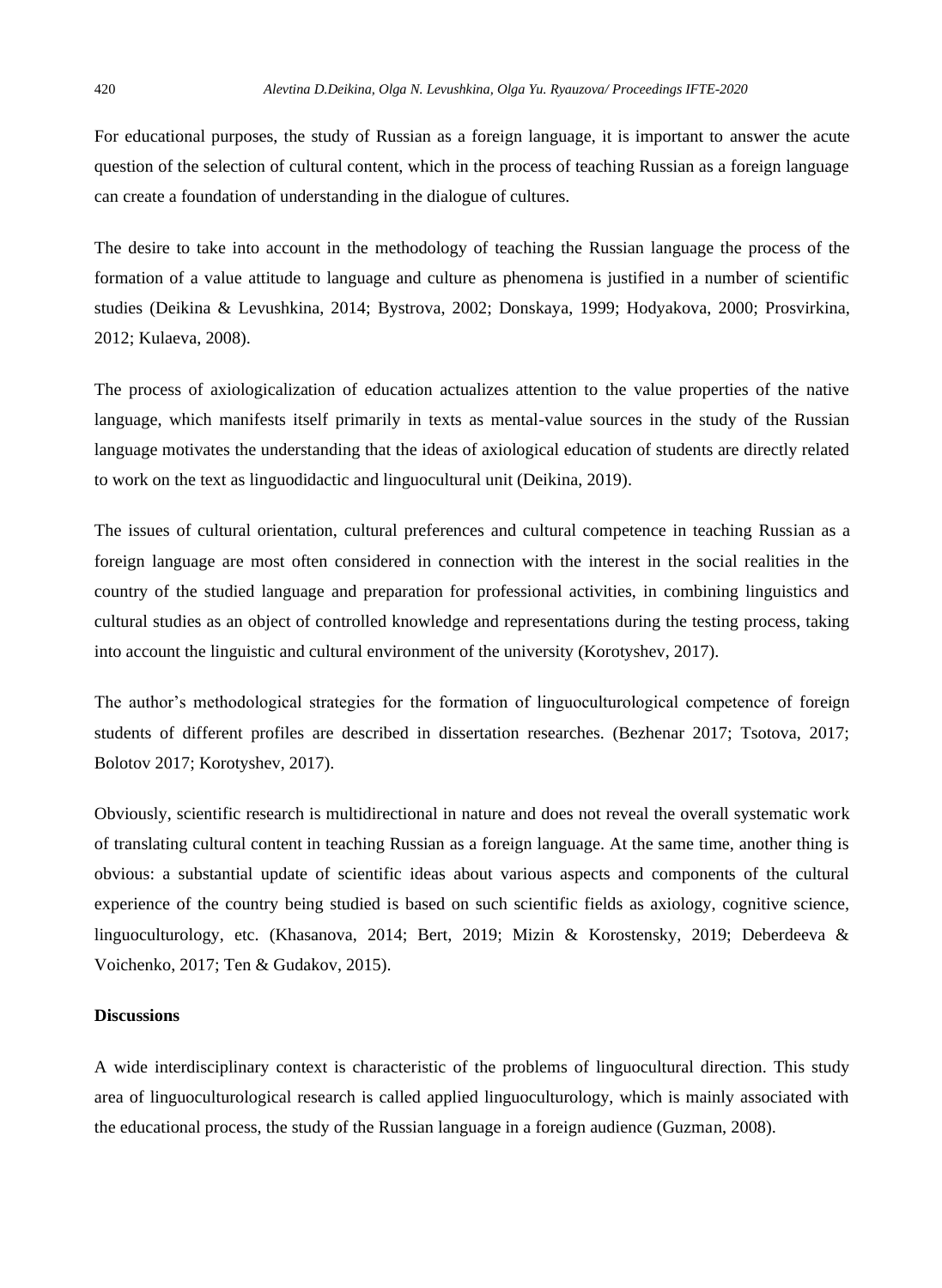For educational purposes, the study of Russian as a foreign language, it is important to answer the acute question of the selection of cultural content, which in the process of teaching Russian as a foreign language can create a foundation of understanding in the dialogue of cultures.

The desire to take into account in the methodology of teaching the Russian language the process of the formation of a value attitude to language and culture as phenomena is justified in a number of scientific studies (Deikina & Levushkina, 2014; Bystrova, 2002; Donskaya, 1999; Hodyakova, 2000; Prosvirkina, 2012; Kulaeva, 2008).

The process of axiologicalization of education actualizes attention to the value properties of the native language, which manifests itself primarily in texts as mental-value sources in the study of the Russian language motivates the understanding that the ideas of axiological education of students are directly related to work on the text as linguodidactic and linguocultural unit (Deikina, 2019).

The issues of cultural orientation, cultural preferences and cultural competence in teaching Russian as a foreign language are most often considered in connection with the interest in the social realities in the country of the studied language and preparation for professional activities, in combining linguistics and cultural studies as an object of controlled knowledge and representations during the testing process, taking into account the linguistic and cultural environment of the university (Korotyshev, 2017).

The author's methodological strategies for the formation of linguoculturological competence of foreign students of different profiles are described in dissertation researches. (Bezhenar 2017; Tsotova, 2017; Bolotov 2017; Korotyshev, 2017).

Obviously, scientific research is multidirectional in nature and does not reveal the overall systematic work of translating cultural content in teaching Russian as a foreign language. At the same time, another thing is obvious: a substantial update of scientific ideas about various aspects and components of the cultural experience of the country being studied is based on such scientific fields as axiology, cognitive science, linguoculturology, etc. (Khasanova, 2014; Bert, 2019; Mizin & Korostensky, 2019; Deberdeeva & Voichenko, 2017; Ten & Gudakov, 2015).

**Discussions**

A wide interdisciplinary context is characteristic of the problems of linguocultural direction. This study area of linguoculturological research is called applied linguoculturology, which is mainly associated with the educational process, the study of the Russian language in a foreign audience (Guzman, 2008).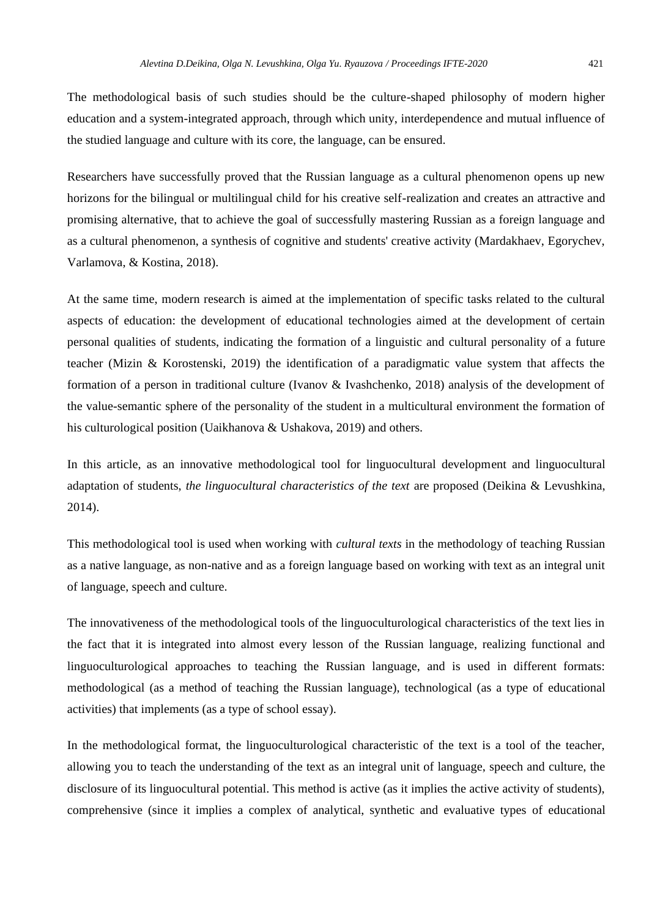The methodological basis of such studies should be the culture-shaped philosophy of modern higher education and a system-integrated approach, through which unity, interdependence and mutual influence of the studied language and culture with its core, the language, can be ensured.

Researchers have successfully proved that the Russian language as a cultural phenomenon opens up new horizons for the bilingual or multilingual child for his creative self-realization and creates an attractive and promising alternative, that to achieve the goal of successfully mastering Russian as a foreign language and as a cultural phenomenon, a synthesis of cognitive and students' creative activity (Mardakhaev, Egorychev, Varlamova, & Kostina, 2018).

At the same time, modern research is aimed at the implementation of specific tasks related to the cultural aspects of education: the development of educational technologies aimed at the development of certain personal qualities of students, indicating the formation of a linguistic and cultural personality of a future teacher (Mizin & Korostenski, 2019) the identification of a paradigmatic value system that affects the formation of a person in traditional culture (Ivanov & Ivashchenko, 2018) analysis of the development of the value-semantic sphere of the personality of the student in a multicultural environment the formation of his culturological position (Uaikhanova & Ushakova, 2019) and others.

In this article, as an innovative methodological tool for linguocultural development and linguocultural adaptation of students, *the linguocultural characteristics of the text* are proposed (Deikina & Levushkina, 2014).

This methodological tool is used when working with *cultural texts* in the methodology of teaching Russian as a native language, as non-native and as a foreign language based on working with text as an integral unit of language, speech and culture.

The innovativeness of the methodological tools of the linguoculturological characteristics of the text lies in the fact that it is integrated into almost every lesson of the Russian language, realizing functional and linguoculturological approaches to teaching the Russian language, and is used in different formats: methodological (as a method of teaching the Russian language), technological (as a type of educational activities) that implements (as a type of school essay).

In the methodological format, the linguoculturological characteristic of the text is a tool of the teacher, allowing you to teach the understanding of the text as an integral unit of language, speech and culture, the disclosure of its linguocultural potential. This method is active (as it implies the active activity of students), comprehensive (since it implies a complex of analytical, synthetic and evaluative types of educational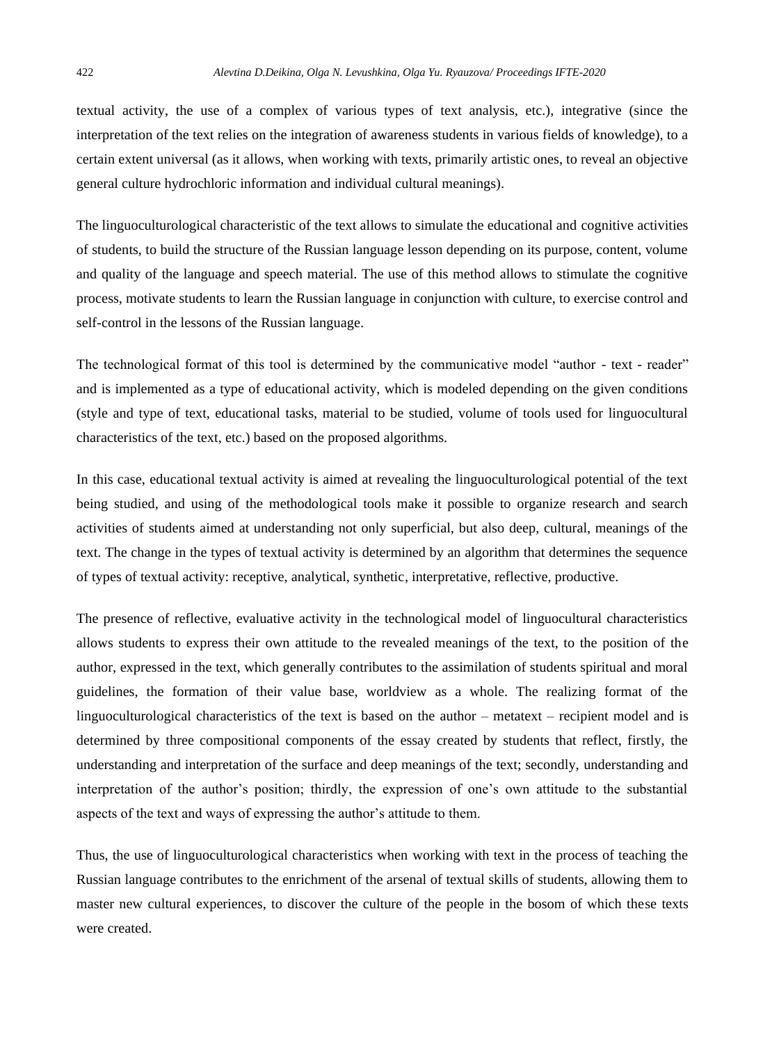textual activity, the use of a complex of various types of text analysis, etc.), integrative (since the interpretation of the text relies on the integration of awareness students in various fields of knowledge), to a certain extent universal (as it allows, when working with texts, primarily artistic ones, to reveal an objective general culture hydrochloric information and individual cultural meanings).

The linguoculturological characteristic of the text allows to simulate the educational and cognitive activities of students, to build the structure of the Russian language lesson depending on its purpose, content, volume and quality of the language and speech material. The use of this method allows to stimulate the cognitive process, motivate students to learn the Russian language in conjunction with culture, to exercise control and self-control in the lessons of the Russian language.

The technological format of this tool is determined by the communicative model "author - text - reader" and is implemented as a type of educational activity, which is modeled depending on the given conditions (style and type of text, educational tasks, material to be studied, volume of tools used for linguocultural characteristics of the text, etc.) based on the proposed algorithms.

In this case, educational textual activity is aimed at revealing the linguoculturological potential of the text being studied, and using of the methodological tools make it possible to organize research and search activities of students aimed at understanding not only superficial, but also deep, cultural, meanings of the text. The change in the types of textual activity is determined by an algorithm that determines the sequence of types of textual activity: receptive, analytical, synthetic, interpretative, reflective, productive.

The presence of reflective, evaluative activity in the technological model of linguocultural characteristics allows students to express their own attitude to the revealed meanings of the text, to the position of the author, expressed in the text, which generally contributes to the assimilation of students spiritual and moral guidelines, the formation of their value base, worldview as a whole. The realizing format of the linguoculturological characteristics of the text is based on the author – metatext – recipient model and is determined by three compositional components of the essay created by students that reflect, firstly, the understanding and interpretation of the surface and deep meanings of the text; secondly, understanding and interpretation of the author's position; thirdly, the expression of one's own attitude to the substantial aspects of the text and ways of expressing the author's attitude to them.

Thus, the use of linguoculturological characteristics when working with text in the process of teaching the Russian language contributes to the enrichment of the arsenal of textual skills of students, allowing them to master new cultural experiences, to discover the culture of the people in the bosom of which these texts were created.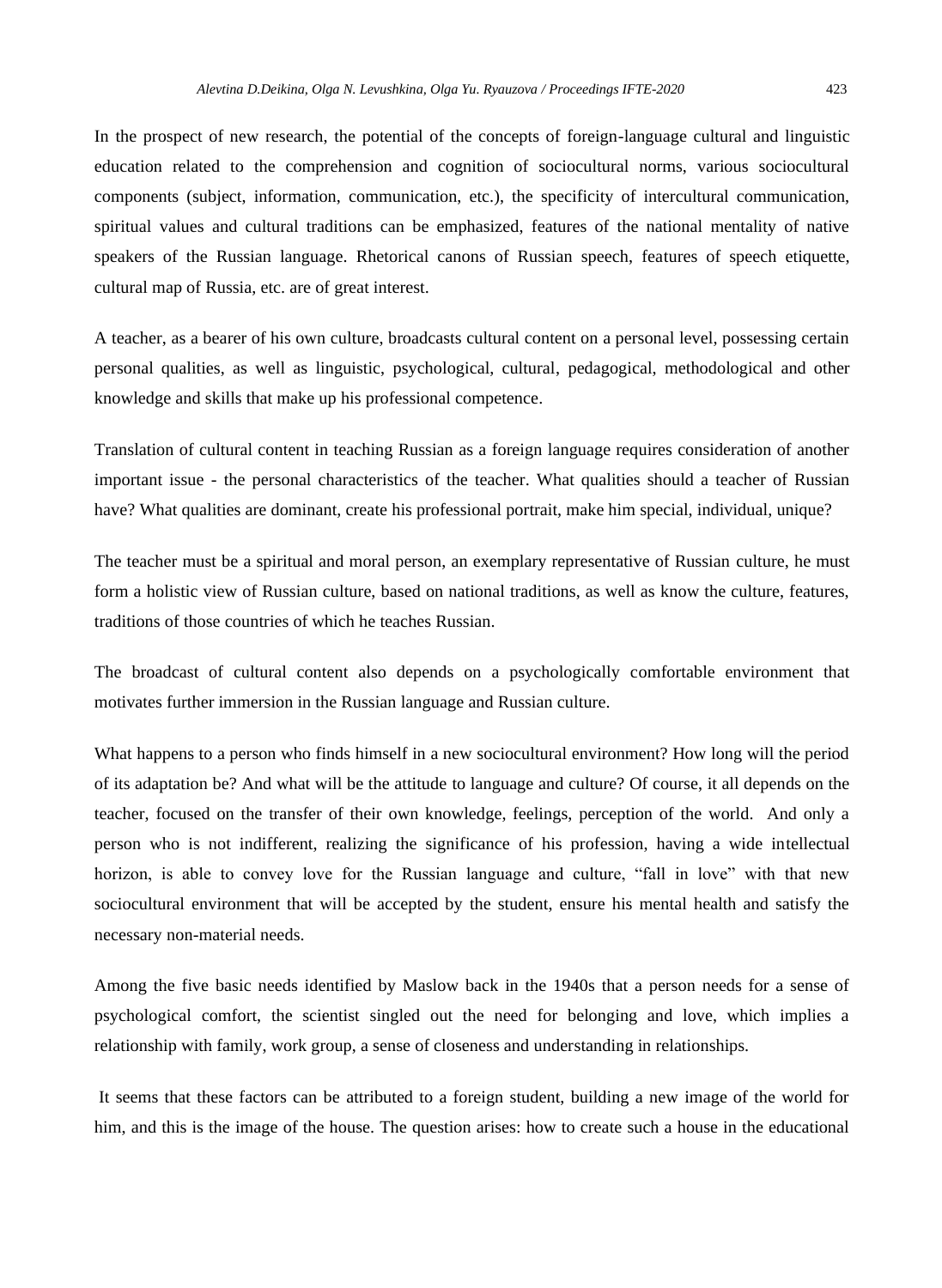In the prospect of new research, the potential of the concepts of foreign-language cultural and linguistic education related to the comprehension and cognition of sociocultural norms, various sociocultural components (subject, information, communication, etc.), the specificity of intercultural communication, spiritual values and cultural traditions can be emphasized, features of the national mentality of native speakers of the Russian language. Rhetorical canons of Russian speech, features of speech etiquette, cultural map of Russia, etc. are of great interest.

A teacher, as a bearer of his own culture, broadcasts cultural content on a personal level, possessing certain personal qualities, as well as linguistic, psychological, cultural, pedagogical, methodological and other knowledge and skills that make up his professional competence.

Translation of cultural content in teaching Russian as a foreign language requires consideration of another important issue - the personal characteristics of the teacher. What qualities should a teacher of Russian have? What qualities are dominant, create his professional portrait, make him special, individual, unique?

The teacher must be a spiritual and moral person, an exemplary representative of Russian culture, he must form a holistic view of Russian culture, based on national traditions, as well as know the culture, features, traditions of those countries of which he teaches Russian.

The broadcast of cultural content also depends on a psychologically comfortable environment that motivates further immersion in the Russian language and Russian culture.

What happens to a person who finds himself in a new sociocultural environment? How long will the period of its adaptation be? And what will be the attitude to language and culture? Of course, it all depends on the teacher, focused on the transfer of their own knowledge, feelings, perception of the world. And only a person who is not indifferent, realizing the significance of his profession, having a wide intellectual horizon, is able to convey love for the Russian language and culture, "fall in love" with that new sociocultural environment that will be accepted by the student, ensure his mental health and satisfy the necessary non-material needs.

Among the five basic needs identified by Maslow back in the 1940s that a person needs for a sense of psychological comfort, the scientist singled out the need for belonging and love, which implies a relationship with family, work group, a sense of closeness and understanding in relationships.

It seems that these factors can be attributed to a foreign student, building a new image of the world for him, and this is the image of the house. The question arises: how to create such a house in the educational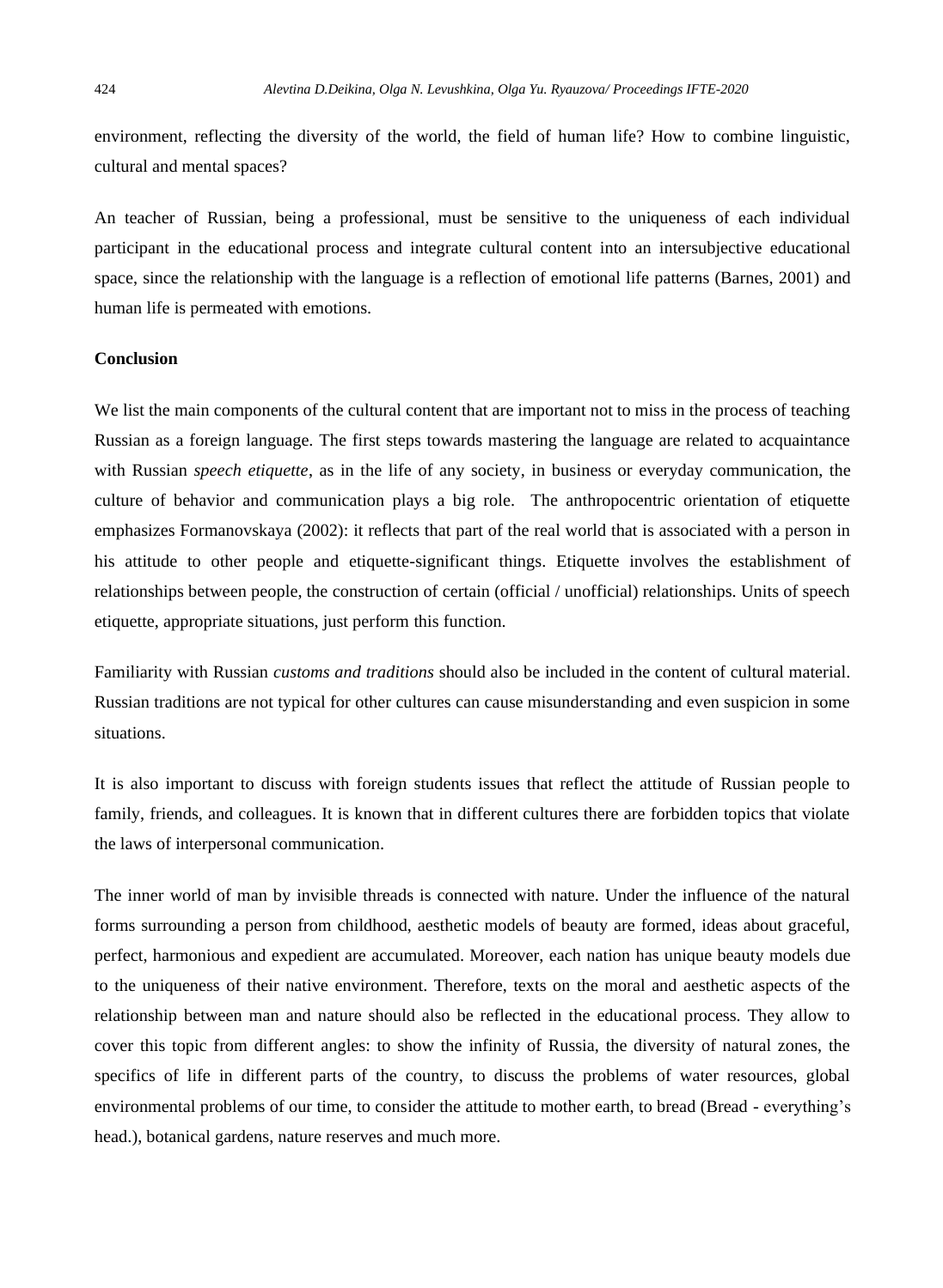environment, reflecting the diversity of the world, the field of human life? How to combine linguistic, cultural and mental spaces?

An teacher of Russian, being a professional, must be sensitive to the uniqueness of each individual participant in the educational process and integrate cultural content into an intersubjective educational space, since the relationship with the language is a reflection of emotional life patterns (Barnes, 2001) and human life is permeated with emotions.

## Conclusion

We list the main components of the cultural content that are important not to miss in the process of teaching Russian as a foreign language. The first steps towards mastering the language are related to acquaintance with Russian *speech etiquette*, as in the life of any society, in business or everyday communication, the culture of behavior and communication plays a big role. The anthropocentric orientation of etiquette emphasizes Formanovskaya (2002): it reflects that part of the real world that is associated with a person in his attitude to other people and etiquette-significant things. Etiquette involves the establishment of relationships between people, the construction of certain (official / unofficial) relationships. Units of speech etiquette, appropriate situations, just perform this function.

Familiarity with Russian *customs and traditions* should also be included in the content of cultural material. Russian traditions are not typical for other cultures can cause misunderstanding and even suspicion in some situations.

It is also important to discuss with foreign students issues that reflect the attitude of Russian people to family, friends, and colleagues. It is known that in different cultures there are forbidden topics that violate the laws of interpersonal communication.

The inner world of man by invisible threads is connected with nature. Under the influence of the natural forms surrounding a person from childhood, aesthetic models of beauty are formed, ideas about graceful, perfect, harmonious and expedient are accumulated. Moreover, each nation has unique beauty models due to the uniqueness of their native environment. Therefore, texts on the moral and aesthetic aspects of the relationship between man and nature should also be reflected in the educational process. They allow to cover this topic from different angles: to show the infinity of Russia, the diversity of natural zones, the specifics of life in different parts of the country, to discuss the problems of water resources, global environmental problems of our time, to consider the attitude to mother earth, to bread (Bread - everything's head.), botanical gardens, nature reserves and much more.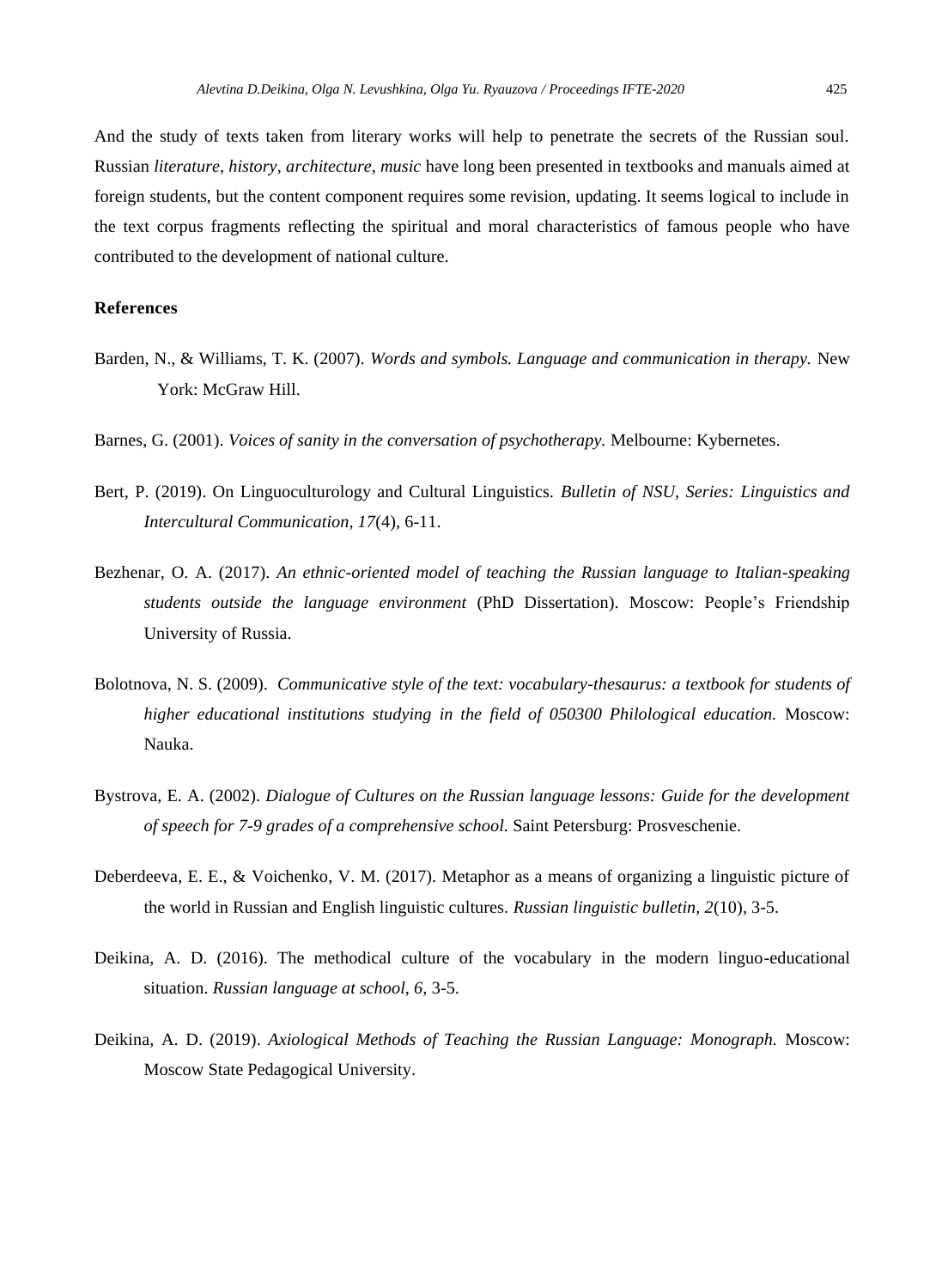And the study of texts taken from literary works will help to penetrate the secrets of the Russian soul. Russian *literature*, *history*, *architecture*, *music* have long been presented in textbooks and manuals aimed at foreign students, but the content component requires some revision, updating. It seems logical to include in the text corpus fragments reflecting the spiritual and moral characteristics of famous people who have contributed to the development of national culture.

## References

Barden, N., & Williams, T. K. (2007). *Words and symbols. Language and communication in therapy.* New York: McGraw Hill.

Barnes, G. (2001). *Voices of sanity in the conversation of psychotherapy.* Melbourne: Kybernetes.

Bert, P. (2019). On Linguoculturology and Cultural Linguistics. *Bulletin of NSU, Series: Linguistics and Intercultural Communication*, *17*(4), 6-11.

Bezhenar, O. A. (2017). *An ethnic-oriented model of teaching the Russian language to Italian-speaking students outside the language environment* (PhD Dissertation). Moscow: People's Friendship University of Russia.

Bolotnova, N. S. (2009). *Communicative style of the text: vocabulary-thesaurus: a textbook for students of higher educational institutions studying in the field of 050300 Philological education.* Moscow: Nauka.

Bystrova, E. A. (2002). *Dialogue of Cultures on the Russian language lessons: Guide for the development of speech for 7-9 grades of a comprehensive school.* Saint Petersburg: Prosveschenie.

Deberdeeva, E. E., & Voichenko, V. M. (2017). Metaphor as a means of organizing a linguistic picture of the world in Russian and English linguistic cultures. *Russian linguistic bulletin*, *2*(10), 3-5.

Deikina, A. D. (2016). The methodical culture of the vocabulary in the modern linguo-educational situation. *Russian language at school*, *6*, 3-5.

Deikina, A. D. (2019). *Axiological Methods of Teaching the Russian Language: Monograph.* Moscow: Moscow State Pedagogical University.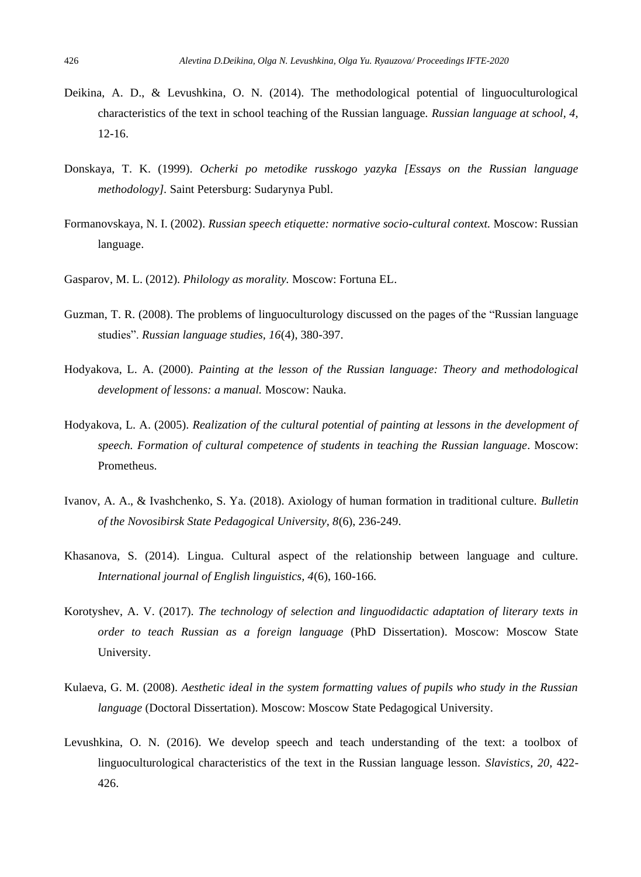Deikina, A. D., & Levushkina, O. N. (2014). The methodological potential of linguoculturological characteristics of the text in school teaching of the Russian language. *Russian language at school, 4*, 12-16.

Donskaya, T. K. (1999). *Ocherki po metodike russkogo yazyka [Essays on the Russian language methodology]*. Saint Petersburg: Sudarynya Publ.

Formanovskaya, N. I. (2002). *Russian speech etiquette: normative socio-cultural context.* Moscow: Russian language.

Gasparov, M. L. (2012). *Philology as morality.* Moscow: Fortuna EL.

Guzman, T. R. (2008). The problems of linguoculturology discussed on the pages of the "Russian language studies". *Russian language studies, 16*(4), 380-397.

Hodyakova, L. A. (2000). *Painting at the lesson of the Russian language: Theory and methodological development of lessons: a manual.* Moscow: Nauka.

Hodyakova, L. A. (2005). *Realization of the cultural potential of painting at lessons in the development of speech. Formation of cultural competence of students in teaching the Russian language*. Moscow: Prometheus.

Ivanov, A. A., & Ivashchenko, S. Ya. (2018). Axiology of human formation in traditional culture. *Bulletin of the Novosibirsk State Pedagogical University, 8*(6), 236-249.

Khasanova, S. (2014). Lingua. Cultural aspect of the relationship between language and culture. *International journal of English linguistics, 4*(6), 160-166.

Korotyshev, A. V. (2017). *The technology of selection and linguodidactic adaptation of literary texts in order to teach Russian as a foreign language* (PhD Dissertation). Moscow: Moscow State University.

Kulaeva, G. M. (2008). *Aesthetic ideal in the system formatting values of pupils who study in the Russian language* (Doctoral Dissertation). Moscow: Moscow State Pedagogical University.

Levushkina, O. N. (2016). We develop speech and teach understanding of the text: a toolbox of linguoculturological characteristics of the text in the Russian language lesson. *Slavistics, 20,* 422-426.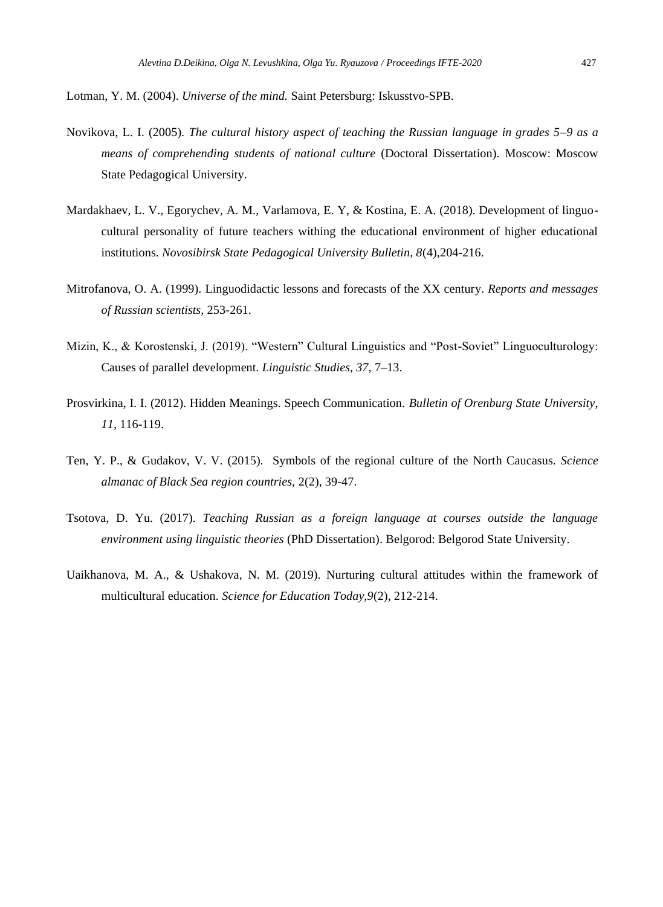Lotman, Y. M. (2004). *Universe of the mind.* Saint Petersburg: Iskusstvo-SPB.

Novikova, L. I. (2005). *The cultural history aspect of teaching the Russian language in grades 5–9 as a means of comprehending students of national culture* (Doctoral Dissertation). Moscow: Moscow State Pedagogical University.

Mardakhaev, L. V., Egorychev, A. M., Varlamova, E. Y, & Kostina, E. A. (2018). Development of linguo-cultural personality of future teachers withing the educational environment of higher educational institutions. *Novosibirsk State Pedagogical University Bulletin, 8*(4),204-216.

Mitrofanova, O. A. (1999). Linguodidactic lessons and forecasts of the XX century. *Reports and messages of Russian scientists*, 253-261.

Mizin, K., & Korostenski, J. (2019). "Western" Cultural Linguistics and "Post-Soviet" Linguoculturology: Causes of parallel development. *Linguistic Studies, 37,* 7–13.

Prosvirkina, I. I. (2012). Hidden Meanings. Speech Communication. *Bulletin of Orenburg State University*, *11,* 116-119.

Ten, Y. P., & Gudakov, V. V. (2015). Symbols of the regional culture of the North Caucasus. *Science almanac of Black Sea region countries,* 2(2), 39-47.

Tsotova, D. Yu. (2017). *Teaching Russian as a foreign language at courses outside the language environment using linguistic theories* (PhD Dissertation). Belgorod: Belgorod State University.

Uaikhanova, M. A., & Ushakova, N. M. (2019). Nurturing cultural attitudes within the framework of multicultural education. *Science for Education Today,9*(2), 212-214.